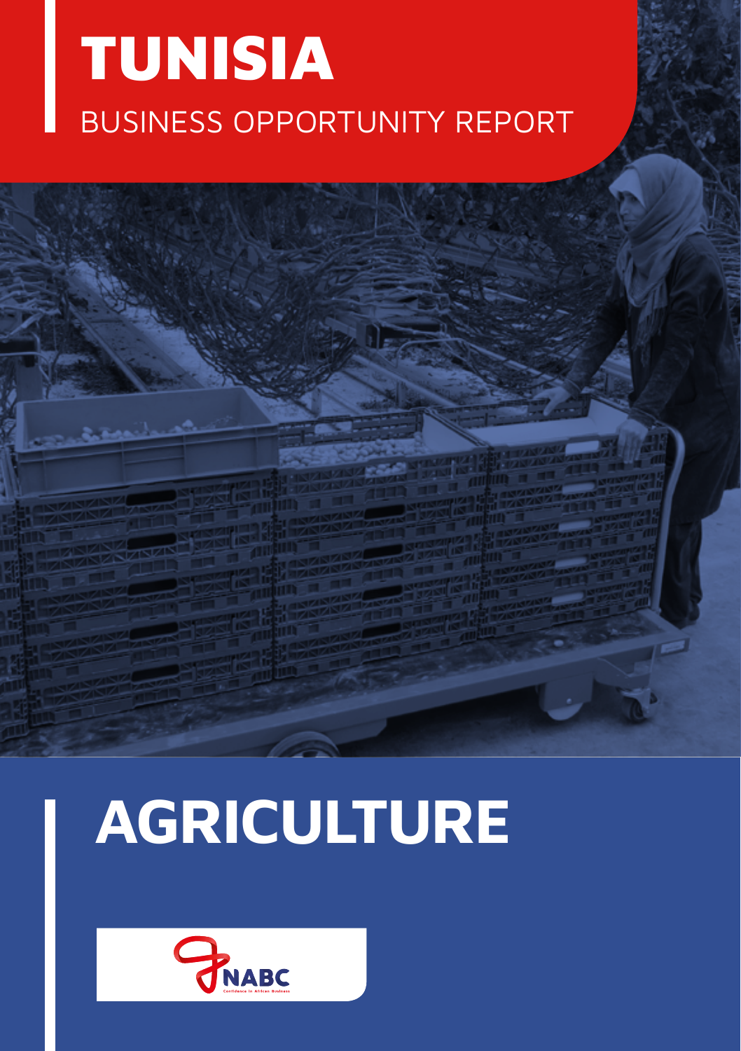# TUNISIA

BUSINESS OPPORTUNITY REPORT

# AGRICULTURE

NABC

Confidence in African Business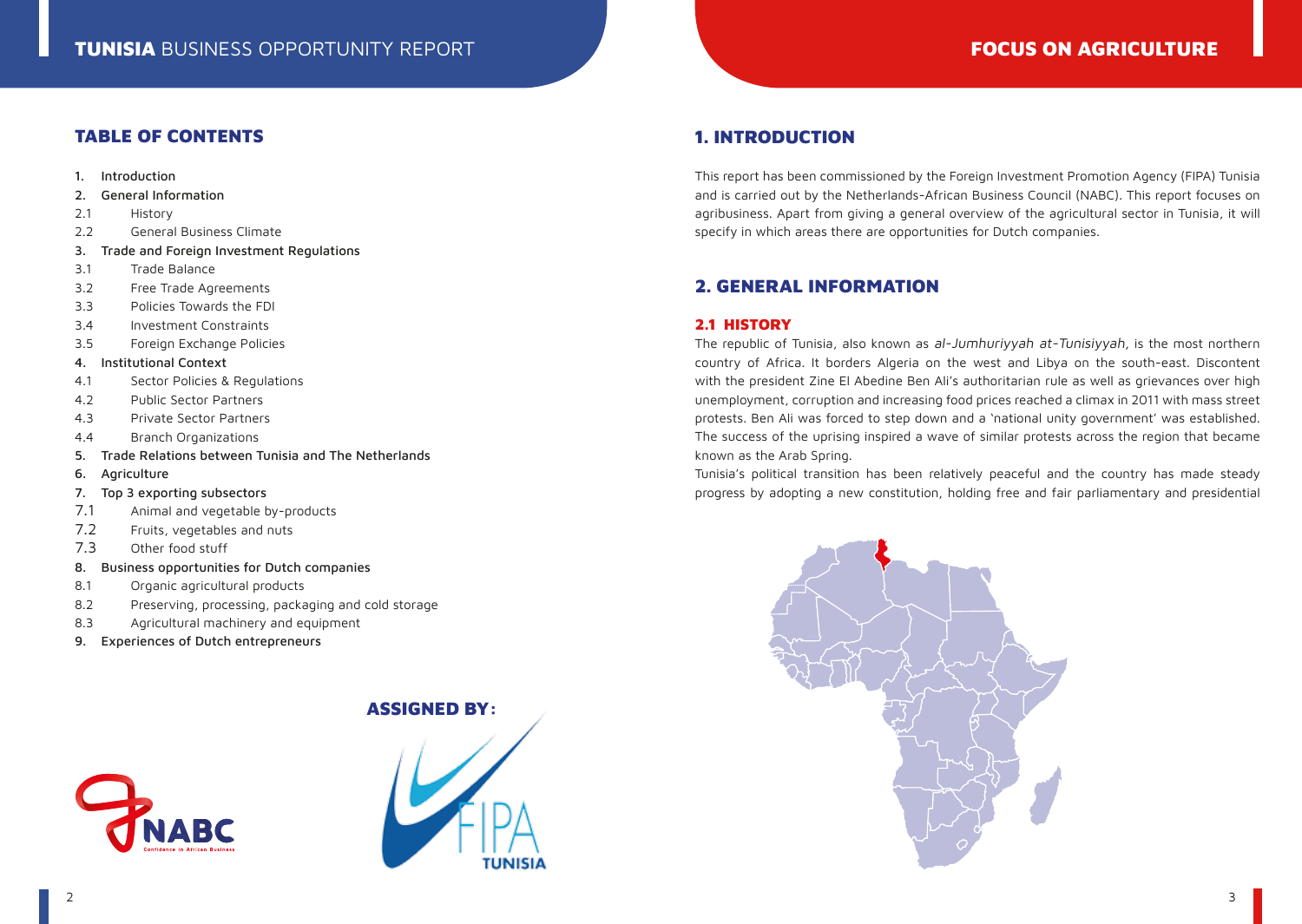## TABLE OF CONTENTS

1. Introduction
2. General Information
   - 2.1 History
   - 2.2 General Business Climate
3. Trade and Foreign Investment Regulations
   - 3.1 Trade Balance
   - 3.2 Free Trade Agreements
   - 3.3 Policies Towards the FDI
   - 3.4 Investment Constraints
   - 3.5 Foreign Exchange Policies
4. Institutional Context
   - 4.1 Sector Policies & Regulations
   - 4.2 Public Sector Partners
   - 4.3 Private Sector Partners
   - 4.4 Branch Organizations
5. Trade Relations between Tunisia and The Netherlands
6. Agriculture
7. Top 3 exporting subsectors
   - 7.1 Animal and vegetable by-products
   - 7.2 Fruits, vegetables and nuts
   - 7.3 Other food stuff
8. Business opportunities for Dutch companies
   - 8.1 Organic agricultural products
   - 8.2 Preserving, processing, packaging and cold storage
   - 8.3 Agricultural machinery and equipment
9. Experiences of Dutch entrepreneurs

**ASSIGNED BY:**

## 1. INTRODUCTION

This report has been commissioned by the Foreign Investment Promotion Agency (FIPA) Tunisia and is carried out by the Netherlands-African Business Council (NABC). This report focuses on agribusiness. Apart from giving a general overview of the agricultural sector in Tunisia, it will specify in which areas there are opportunities for Dutch companies.

## 2. GENERAL INFORMATION

### 2.1 HISTORY

The republic of Tunisia, also known as *al-Jumhuriyyah at-Tunisiyyah*, is the most northern country of Africa. It borders Algeria on the west and Libya on the south-east. Discontent with the president Zine El Abedine Ben Ali's authoritarian rule as well as grievances over high unemployment, corruption and increasing food prices reached a climax in 2011 with mass street protests. Ben Ali was forced to step down and a 'national unity government' was established. The success of the uprising inspired a wave of similar protests across the region that became known as the Arab Spring.

Tunisia's political transition has been relatively peaceful and the country has made steady progress by adopting a new constitution, holding free and fair parliamentary and presidential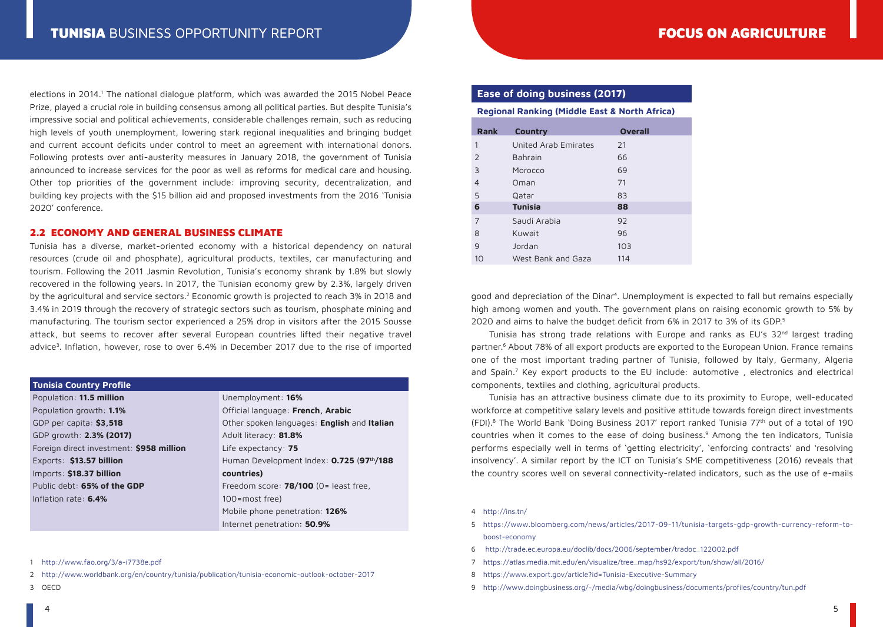elections in 2014.[1] The national dialogue platform, which was awarded the 2015 Nobel Peace Prize, played a crucial role in building consensus among all political parties. But despite Tunisia's impressive social and political achievements, considerable challenges remain, such as reducing high levels of youth unemployment, lowering stark regional inequalities and bringing budget and current account deficits under control to meet an agreement with international donors. Following protests over anti-austerity measures in January 2018, the government of Tunisia announced to increase services for the poor as well as reforms for medical care and housing. Other top priorities of the government include: improving security, decentralization, and building key projects with the $15 billion aid and proposed investments from the 2016 'Tunisia 2020' conference.

## 2.2 ECONOMY AND GENERAL BUSINESS CLIMATE

Tunisia has a diverse, market-oriented economy with a historical dependency on natural resources (crude oil and phosphate), agricultural products, textiles, car manufacturing and tourism. Following the 2011 Jasmin Revolution, Tunisia's economy shrank by 1.8% but slowly recovered in the following years. In 2017, the Tunisian economy grew by 2.3%, largely driven by the agricultural and service sectors.[2] Economic growth is projected to reach 3% in 2018 and 3.4% in 2019 through the recovery of strategic sectors such as tourism, phosphate mining and manufacturing. The tourism sector experienced a 25% drop in visitors after the 2015 Sousse attack, but seems to recover after several European countries lifted their negative travel advice[3]. Inflation, however, rose to over 6.4% in December 2017 due to the rise of imported good and depreciation of the Dinar[4]. Unemployment is expected to fall but remains especially high among women and youth. The government plans on raising economic growth to 5% by 2020 and aims to halve the budget deficit from 6% in 2017 to 3% of its GDP.[5]

| Tunisia Country Profile | |
|---|---|
| Population: **11.5 million** | Unemployment: **16%** |
| Population growth: **1.1%** | Official language: **French, Arabic** |
| GDP per capita: **$3,518** | Other spoken languages: **English** and **Italian** |
| GDP growth: **2.3% (2017)** | Adult literacy: **81.8%** |
| Foreign direct investment: **$958 million** | Life expectancy: **75** |
| Exports: **$13.57 billion** | Human Development Index: **0.725 (97th/188 countries)** |
| Imports: **$18.37 billion** | Freedom score: **78/100** (0= least free, 100=most free) |
| Public debt: **65% of the GDP** | Mobile phone penetration: **126%** |
| Inflation rate: **6.4%** | Internet penetration: **50.9%** |

Tunisia has strong trade relations with Europe and ranks as EU's 32nd largest trading partner.[6] About 78% of all export products are exported to the European Union. France remains one of the most important trading partner of Tunisia, followed by Italy, Germany, Algeria and Spain.[7] Key export products to the EU include: automotive , electronics and electrical components, textiles and clothing, agricultural products.

Tunisia has an attractive business climate due to its proximity to Europe, well-educated workforce at competitive salary levels and positive attitude towards foreign direct investments (FDI).[8] The World Bank 'Doing Business 2017' report ranked Tunisia 77th out of a total of 190 countries when it comes to the ease of doing business.[9] Among the ten indicators, Tunisia performs especially well in terms of 'getting electricity', 'enforcing contracts' and 'resolving insolvency'. A similar report by the ICT on Tunisia's SME competitiveness (2016) reveals that the country scores well on several connectivity-related indicators, such as the use of e-mails

**Ease of doing business (2017)**

**Regional Ranking (Middle East & North Africa)**

| Rank | Country | Overall |
|---|---|---|
| 1 | United Arab Emirates | 21 |
| 2 | Bahrain | 66 |
| 3 | Morocco | 69 |
| 4 | Oman | 71 |
| 5 | Qatar | 83 |
| **6** | **Tunisia** | **88** |
| 7 | Saudi Arabia | 92 |
| 8 | Kuwait | 96 |
| 9 | Jordan | 103 |
| 10 | West Bank and Gaza | 114 |

1 http://www.fao.org/3/a-i7738e.pdf

2 http://www.worldbank.org/en/country/tunisia/publication/tunisia-economic-outlook-october-2017

3 OECD

4 http://ins.tn/

5 https://www.bloomberg.com/news/articles/2017-09-11/tunisia-targets-gdp-growth-currency-reform-to-boost-economy

6 http://trade.ec.europa.eu/doclib/docs/2006/september/tradoc_122002.pdf

7 https://atlas.media.mit.edu/en/visualize/tree_map/hs92/export/tun/show/all/2016/

8 https://www.export.gov/article?id=Tunisia-Executive-Summary

9 http://www.doingbusiness.org/-/media/wbg/doingbusiness/documents/profiles/country/tun.pdf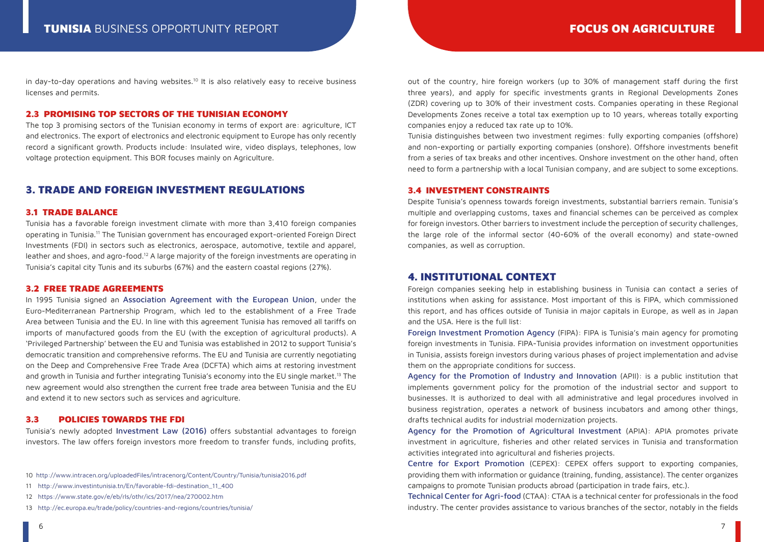in day-to-day operations and having websites.[10] It is also relatively easy to receive business licenses and permits.

### 2.3 PROMISING TOP SECTORS OF THE TUNISIAN ECONOMY

The top 3 promising sectors of the Tunisian economy in terms of export are: agriculture, ICT and electronics. The export of electronics and electronic equipment to Europe has only recently record a significant growth. Products include: Insulated wire, video displays, telephones, low voltage protection equipment. This BOR focuses mainly on Agriculture.

## 3. TRADE AND FOREIGN INVESTMENT REGULATIONS

### 3.1 TRADE BALANCE

Tunisia has a favorable foreign investment climate with more than 3,410 foreign companies operating in Tunisia.[11] The Tunisian government has encouraged export-oriented Foreign Direct Investments (FDI) in sectors such as electronics, aerospace, automotive, textile and apparel, leather and shoes, and agro-food.[12] A large majority of the foreign investments are operating in Tunisia's capital city Tunis and its suburbs (67%) and the eastern coastal regions (27%).

### 3.2 FREE TRADE AGREEMENTS

In 1995 Tunisia signed an Association Agreement with the European Union, under the Euro-Mediterranean Partnership Program, which led to the establishment of a Free Trade Area between Tunisia and the EU. In line with this agreement Tunisia has removed all tariffs on imports of manufactured goods from the EU (with the exception of agricultural products). A 'Privileged Partnership' between the EU and Tunisia was established in 2012 to support Tunisia's democratic transition and comprehensive reforms. The EU and Tunisia are currently negotiating on the Deep and Comprehensive Free Trade Area (DCFTA) which aims at restoring investment and growth in Tunisia and further integrating Tunisia's economy into the EU single market.[13] The new agreement would also strengthen the current free trade area between Tunisia and the EU and extend it to new sectors such as services and agriculture.

### 3.3 POLICIES TOWARDS THE FDI

Tunisia's newly adopted Investment Law (2016) offers substantial advantages to foreign investors. The law offers foreign investors more freedom to transfer funds, including profits, out of the country, hire foreign workers (up to 30% of management staff during the first three years), and apply for specific investments grants in Regional Developments Zones (ZDR) covering up to 30% of their investment costs. Companies operating in these Regional Developments Zones receive a total tax exemption up to 10 years, whereas totally exporting companies enjoy a reduced tax rate up to 10%.

Tunisia distinguishes between two investment regimes: fully exporting companies (offshore) and non-exporting or partially exporting companies (onshore). Offshore investments benefit from a series of tax breaks and other incentives. Onshore investment on the other hand, often need to form a partnership with a local Tunisian company, and are subject to some exceptions.

### 3.4 INVESTMENT CONSTRAINTS

Despite Tunisia's openness towards foreign investments, substantial barriers remain. Tunisia's multiple and overlapping customs, taxes and financial schemes can be perceived as complex for foreign investors. Other barriers to investment include the perception of security challenges, the large role of the informal sector (40-60% of the overall economy) and state-owned companies, as well as corruption.

## 4. INSTITUTIONAL CONTEXT

Foreign companies seeking help in establishing business in Tunisia can contact a series of institutions when asking for assistance. Most important of this is FIPA, which commissioned this report, and has offices outside of Tunisia in major capitals in Europe, as well as in Japan and the USA. Here is the full list:

Foreign Investment Promotion Agency (FIPA): FIPA is Tunisia's main agency for promoting foreign investments in Tunisia. FIPA-Tunisia provides information on investment opportunities in Tunisia, assists foreign investors during various phases of project implementation and advise them on the appropriate conditions for success.

Agency for the Promotion of Industry and Innovation (APII): is a public institution that implements government policy for the promotion of the industrial sector and support to businesses. It is authorized to deal with all administrative and legal procedures involved in business registration, operates a network of business incubators and among other things, drafts technical audits for industrial modernization projects.

Agency for the Promotion of Agricultural Investment (APIA): APIA promotes private investment in agriculture, fisheries and other related services in Tunisia and transformation activities integrated into agricultural and fisheries projects.

Centre for Export Promotion (CEPEX): CEPEX offers support to exporting companies, providing them with information or guidance (training, funding, assistance). The center organizes campaigns to promote Tunisian products abroad (participation in trade fairs, etc.).

Technical Center for Agri-food (CTAA): CTAA is a technical center for professionals in the food industry. The center provides assistance to various branches of the sector, notably in the fields

---

10 http://www.intracen.org/uploadedFiles/intracenorg/Content/Country/Tunisia/tunisia2016.pdf

11 http://www.investintunisia.tn/En/favorable-fdi-destination_11_400

12 https://www.state.gov/e/eb/rls/othr/ics/2017/nea/270002.htm

13 http://ec.europa.eu/trade/policy/countries-and-regions/countries/tunisia/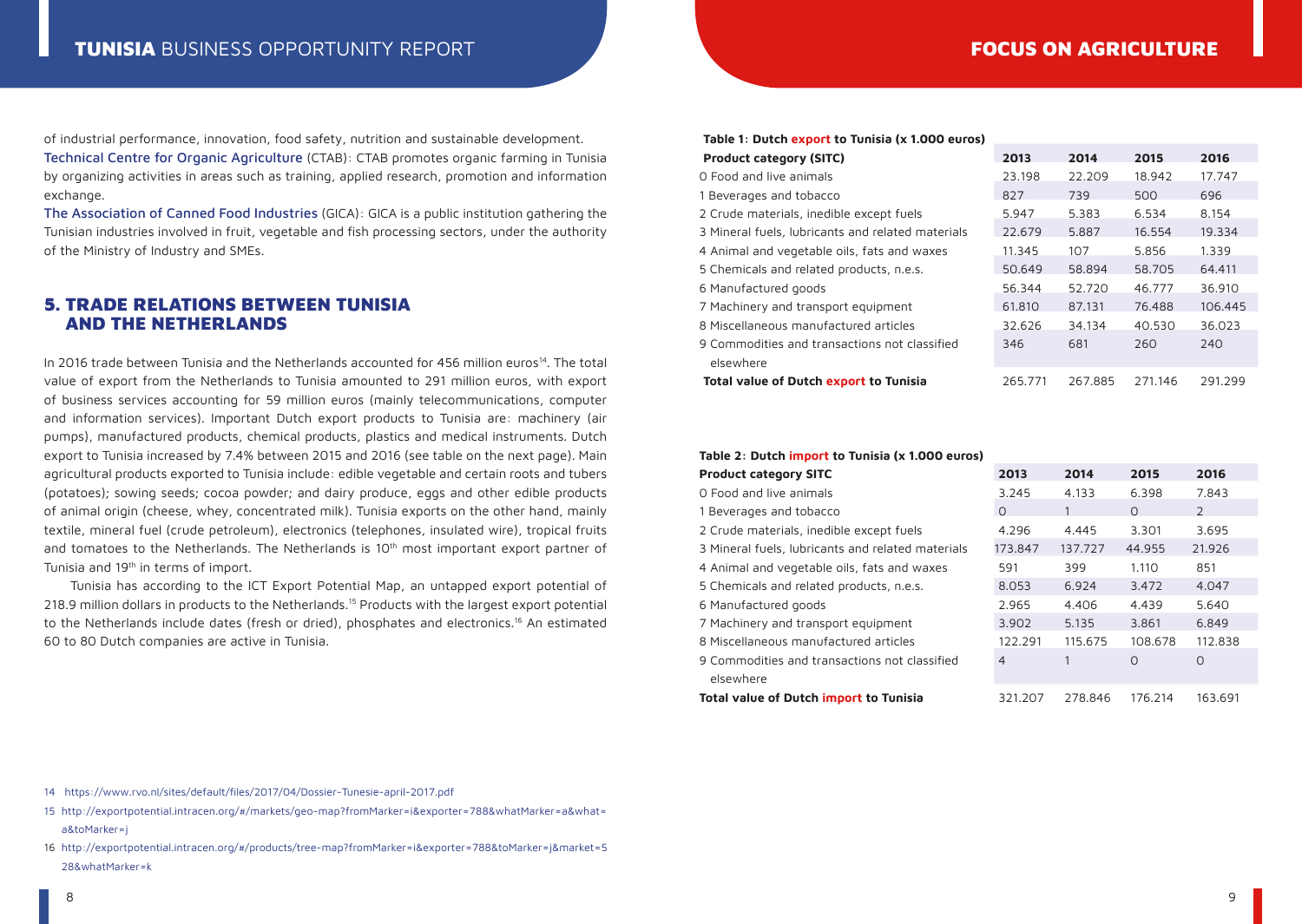of industrial performance, innovation, food safety, nutrition and sustainable development.

Technical Centre for Organic Agriculture (CTAB): CTAB promotes organic farming in Tunisia by organizing activities in areas such as training, applied research, promotion and information exchange.

The Association of Canned Food Industries (GICA): GICA is a public institution gathering the Tunisian industries involved in fruit, vegetable and fish processing sectors, under the authority of the Ministry of Industry and SMEs.

## 5. TRADE RELATIONS BETWEEN TUNISIA AND THE NETHERLANDS

In 2016 trade between Tunisia and the Netherlands accounted for 456 million euros[14]. The total value of export from the Netherlands to Tunisia amounted to 291 million euros, with export of business services accounting for 59 million euros (mainly telecommunications, computer and information services). Important Dutch export products to Tunisia are: machinery (air pumps), manufactured products, chemical products, plastics and medical instruments. Dutch export to Tunisia increased by 7.4% between 2015 and 2016 (see table on the next page). Main agricultural products exported to Tunisia include: edible vegetable and certain roots and tubers (potatoes); sowing seeds; cocoa powder; and dairy produce, eggs and other edible products of animal origin (cheese, whey, concentrated milk). Tunisia exports on the other hand, mainly textile, mineral fuel (crude petroleum), electronics (telephones, insulated wire), tropical fruits and tomatoes to the Netherlands. The Netherlands is 10th most important export partner of Tunisia and 19th in terms of import.

Tunisia has according to the ICT Export Potential Map, an untapped export potential of 218.9 million dollars in products to the Netherlands.[15] Products with the largest export potential to the Netherlands include dates (fresh or dried), phosphates and electronics.[16] An estimated 60 to 80 Dutch companies are active in Tunisia.

**Table 1: Dutch export to Tunisia (x 1.000 euros)**

| Product category (SITC) | 2013 | 2014 | 2015 | 2016 |
|---|---|---|---|---|
| 0 Food and live animals | 23.198 | 22.209 | 18.942 | 17.747 |
| 1 Beverages and tobacco | 827 | 739 | 500 | 696 |
| 2 Crude materials, inedible except fuels | 5.947 | 5.383 | 6.534 | 8.154 |
| 3 Mineral fuels, lubricants and related materials | 22.679 | 5.887 | 16.554 | 19.334 |
| 4 Animal and vegetable oils, fats and waxes | 11.345 | 107 | 5.856 | 1.339 |
| 5 Chemicals and related products, n.e.s. | 50.649 | 58.894 | 58.705 | 64.411 |
| 6 Manufactured goods | 56.344 | 52.720 | 46.777 | 36.910 |
| 7 Machinery and transport equipment | 61.810 | 87.131 | 76.488 | 106.445 |
| 8 Miscellaneous manufactured articles | 32.626 | 34.134 | 40.530 | 36.023 |
| 9 Commodities and transactions not classified elsewhere | 346 | 681 | 260 | 240 |
| **Total value of Dutch export to Tunisia** | 265.771 | 267.885 | 271.146 | 291.299 |

**Table 2: Dutch import to Tunisia (x 1.000 euros)**

| Product category SITC | 2013 | 2014 | 2015 | 2016 |
|---|---|---|---|---|
| 0 Food and live animals | 3.245 | 4.133 | 6.398 | 7.843 |
| 1 Beverages and tobacco | 0 | 1 | 0 | 2 |
| 2 Crude materials, inedible except fuels | 4.296 | 4.445 | 3.301 | 3.695 |
| 3 Mineral fuels, lubricants and related materials | 173.847 | 137.727 | 44.955 | 21.926 |
| 4 Animal and vegetable oils, fats and waxes | 591 | 399 | 1.110 | 851 |
| 5 Chemicals and related products, n.e.s. | 8.053 | 6.924 | 3.472 | 4.047 |
| 6 Manufactured goods | 2.965 | 4.406 | 4.439 | 5.640 |
| 7 Machinery and transport equipment | 3.902 | 5.135 | 3.861 | 6.849 |
| 8 Miscellaneous manufactured articles | 122.291 | 115.675 | 108.678 | 112.838 |
| 9 Commodities and transactions not classified elsewhere | 4 | 1 | 0 | 0 |
| **Total value of Dutch import to Tunisia** | 321.207 | 278.846 | 176.214 | 163.691 |

14 https://www.rvo.nl/sites/default/files/2017/04/Dossier-Tunesie-april-2017.pdf

15 http://exportpotential.intracen.org/#/markets/geo-map?fromMarker=i&exporter=788&whatMarker=a&what=a&toMarker=j

16 http://exportpotential.intracen.org/#/products/tree-map?fromMarker=i&exporter=788&toMarker=j&market=528&whatMarker=k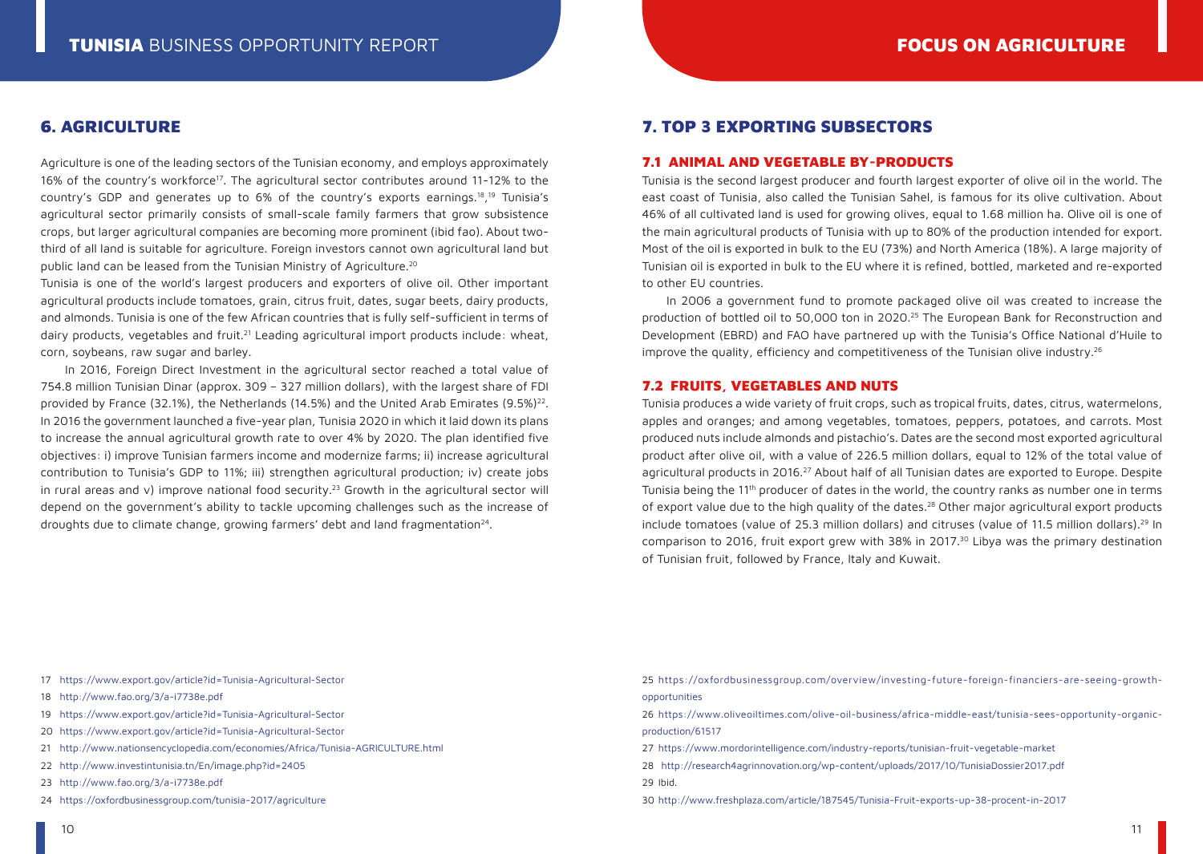## 6. AGRICULTURE

Agriculture is one of the leading sectors of the Tunisian economy, and employs approximately 16% of the country's workforce[17]. The agricultural sector contributes around 11-12% to the country's GDP and generates up to 6% of the country's exports earnings.[18,19] Tunisia's agricultural sector primarily consists of small-scale family farmers that grow subsistence crops, but larger agricultural companies are becoming more prominent (ibid fao). About two-third of all land is suitable for agriculture. Foreign investors cannot own agricultural land but public land can be leased from the Tunisian Ministry of Agriculture.[20]

Tunisia is one of the world's largest producers and exporters of olive oil. Other important agricultural products include tomatoes, grain, citrus fruit, dates, sugar beets, dairy products, and almonds. Tunisia is one of the few African countries that is fully self-sufficient in terms of dairy products, vegetables and fruit.[21] Leading agricultural import products include: wheat, corn, soybeans, raw sugar and barley.

In 2016, Foreign Direct Investment in the agricultural sector reached a total value of 754.8 million Tunisian Dinar (approx. 309 – 327 million dollars), with the largest share of FDI provided by France (32.1%), the Netherlands (14.5%) and the United Arab Emirates (9.5%)[22]. In 2016 the government launched a five-year plan, Tunisia 2020 in which it laid down its plans to increase the annual agricultural growth rate to over 4% by 2020. The plan identified five objectives: i) improve Tunisian farmers income and modernize farms; ii) increase agricultural contribution to Tunisia's GDP to 11%; iii) strengthen agricultural production; iv) create jobs in rural areas and v) improve national food security.[23] Growth in the agricultural sector will depend on the government's ability to tackle upcoming challenges such as the increase of droughts due to climate change, growing farmers' debt and land fragmentation[24].

17 https://www.export.gov/article?id=Tunisia-Agricultural-Sector
18 http://www.fao.org/3/a-i7738e.pdf
19 https://www.export.gov/article?id=Tunisia-Agricultural-Sector
20 https://www.export.gov/article?id=Tunisia-Agricultural-Sector
21 http://www.nationsencyclopedia.com/economies/Africa/Tunisia-AGRICULTURE.html
22 http://www.investintunisia.tn/En/image.php?id=2405
23 http://www.fao.org/3/a-i7738e.pdf
24 https://oxfordbusinessgroup.com/tunisia-2017/agriculture

## 7. TOP 3 EXPORTING SUBSECTORS

### 7.1 ANIMAL AND VEGETABLE BY-PRODUCTS

Tunisia is the second largest producer and fourth largest exporter of olive oil in the world. The east coast of Tunisia, also called the Tunisian Sahel, is famous for its olive cultivation. About 46% of all cultivated land is used for growing olives, equal to 1.68 million ha. Olive oil is one of the main agricultural products of Tunisia with up to 80% of the production intended for export. Most of the oil is exported in bulk to the EU (73%) and North America (18%). A large majority of Tunisian oil is exported in bulk to the EU where it is refined, bottled, marketed and re-exported to other EU countries.

In 2006 a government fund to promote packaged olive oil was created to increase the production of bottled oil to 50,000 ton in 2020.[25] The European Bank for Reconstruction and Development (EBRD) and FAO have partnered up with the Tunisia's Office National d'Huile to improve the quality, efficiency and competitiveness of the Tunisian olive industry.[26]

### 7.2 FRUITS, VEGETABLES AND NUTS

Tunisia produces a wide variety of fruit crops, such as tropical fruits, dates, citrus, watermelons, apples and oranges; and among vegetables, tomatoes, peppers, potatoes, and carrots. Most produced nuts include almonds and pistachio's. Dates are the second most exported agricultural product after olive oil, with a value of 226.5 million dollars, equal to 12% of the total value of agricultural products in 2016.[27] About half of all Tunisian dates are exported to Europe. Despite Tunisia being the 11th producer of dates in the world, the country ranks as number one in terms of export value due to the high quality of the dates.[28] Other major agricultural export products include tomatoes (value of 25.3 million dollars) and citruses (value of 11.5 million dollars).[29] In comparison to 2016, fruit export grew with 38% in 2017.[30] Libya was the primary destination of Tunisian fruit, followed by France, Italy and Kuwait.

25 https://oxfordbusinessgroup.com/overview/investing-future-foreign-financiers-are-seeing-growth-opportunities
26 https://www.oliveoiltimes.com/olive-oil-business/africa-middle-east/tunisia-sees-opportunity-organic-production/61517
27 https://www.mordorintelligence.com/industry-reports/tunisian-fruit-vegetable-market
28 http://research4agrinnovation.org/wp-content/uploads/2017/10/TunisiaDossier2017.pdf
29 Ibid.
30 http://www.freshplaza.com/article/187545/Tunisia-Fruit-exports-up-38-procent-in-2017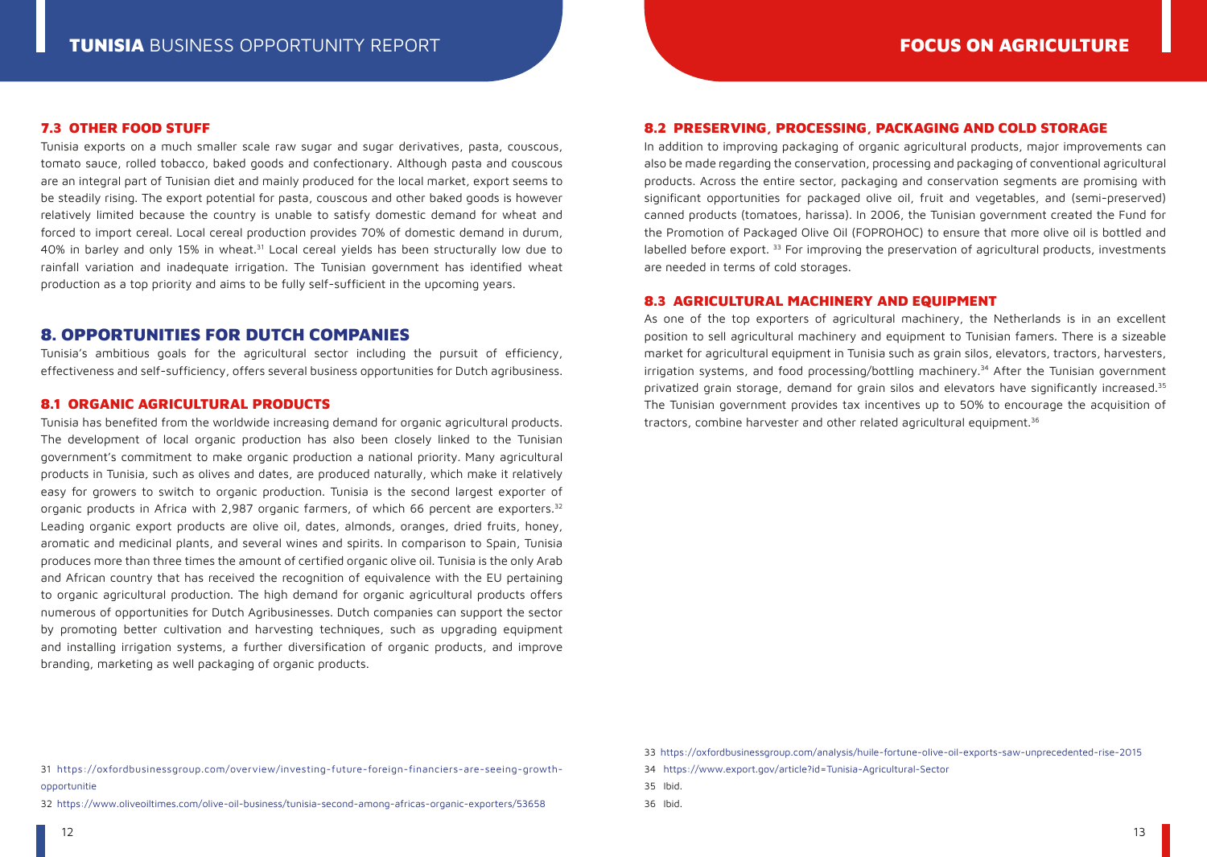### 7.3 OTHER FOOD STUFF

Tunisia exports on a much smaller scale raw sugar and sugar derivatives, pasta, couscous, tomato sauce, rolled tobacco, baked goods and confectionary. Although pasta and couscous are an integral part of Tunisian diet and mainly produced for the local market, export seems to be steadily rising. The export potential for pasta, couscous and other baked goods is however relatively limited because the country is unable to satisfy domestic demand for wheat and forced to import cereal. Local cereal production provides 70% of domestic demand in durum, 40% in barley and only 15% in wheat.[31] Local cereal yields has been structurally low due to rainfall variation and inadequate irrigation. The Tunisian government has identified wheat production as a top priority and aims to be fully self-sufficient in the upcoming years.

## 8. OPPORTUNITIES FOR DUTCH COMPANIES

Tunisia's ambitious goals for the agricultural sector including the pursuit of efficiency, effectiveness and self-sufficiency, offers several business opportunities for Dutch agribusiness.

### 8.1 ORGANIC AGRICULTURAL PRODUCTS

Tunisia has benefited from the worldwide increasing demand for organic agricultural products. The development of local organic production has also been closely linked to the Tunisian government's commitment to make organic production a national priority. Many agricultural products in Tunisia, such as olives and dates, are produced naturally, which make it relatively easy for growers to switch to organic production. Tunisia is the second largest exporter of organic products in Africa with 2,987 organic farmers, of which 66 percent are exporters.[32] Leading organic export products are olive oil, dates, almonds, oranges, dried fruits, honey, aromatic and medicinal plants, and several wines and spirits. In comparison to Spain, Tunisia produces more than three times the amount of certified organic olive oil. Tunisia is the only Arab and African country that has received the recognition of equivalence with the EU pertaining to organic agricultural production. The high demand for organic agricultural products offers numerous of opportunities for Dutch Agribusinesses. Dutch companies can support the sector by promoting better cultivation and harvesting techniques, such as upgrading equipment and installing irrigation systems, a further diversification of organic products, and improve branding, marketing as well packaging of organic products.

### 8.2 PRESERVING, PROCESSING, PACKAGING AND COLD STORAGE

In addition to improving packaging of organic agricultural products, major improvements can also be made regarding the conservation, processing and packaging of conventional agricultural products. Across the entire sector, packaging and conservation segments are promising with significant opportunities for packaged olive oil, fruit and vegetables, and (semi-preserved) canned products (tomatoes, harissa). In 2006, the Tunisian government created the Fund for the Promotion of Packaged Olive Oil (FOPROHOC) to ensure that more olive oil is bottled and labelled before export.[33] For improving the preservation of agricultural products, investments are needed in terms of cold storages.

### 8.3 AGRICULTURAL MACHINERY AND EQUIPMENT

As one of the top exporters of agricultural machinery, the Netherlands is in an excellent position to sell agricultural machinery and equipment to Tunisian famers. There is a sizeable market for agricultural equipment in Tunisia such as grain silos, elevators, tractors, harvesters, irrigation systems, and food processing/bottling machinery.[34] After the Tunisian government privatized grain storage, demand for grain silos and elevators have significantly increased.[35] The Tunisian government provides tax incentives up to 50% to encourage the acquisition of tractors, combine harvester and other related agricultural equipment.[36]

---

31 https://oxfordbusinessgroup.com/overview/investing-future-foreign-financiers-are-seeing-growth-opportunitie

32 https://www.oliveoiltimes.com/olive-oil-business/tunisia-second-among-africas-organic-exporters/53658

33 https://oxfordbusinessgroup.com/analysis/huile-fortune-olive-oil-exports-saw-unprecedented-rise-2015

34 https://www.export.gov/article?id=Tunisia-Agricultural-Sector

35 Ibid.

36 Ibid.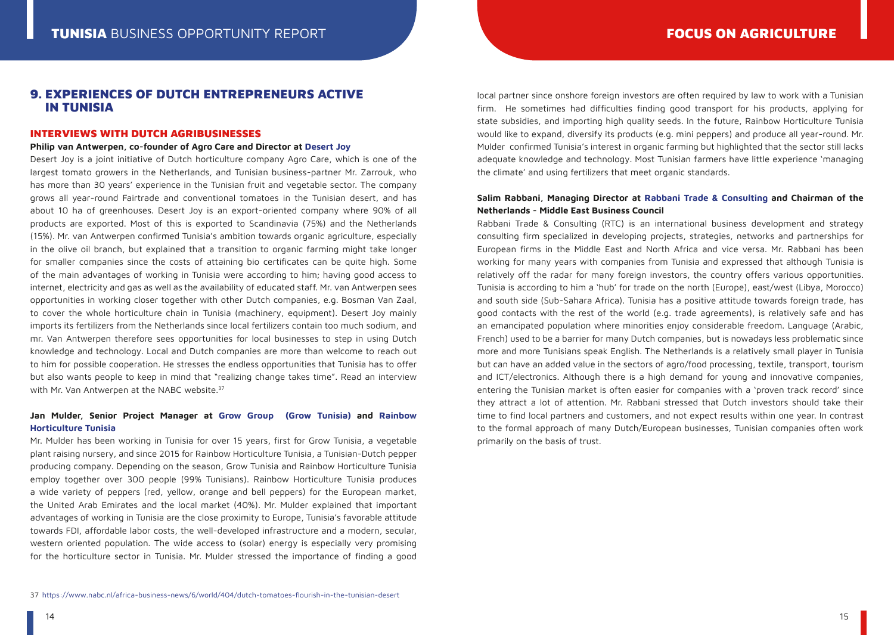## 9. EXPERIENCES OF DUTCH ENTREPRENEURS ACTIVE IN TUNISIA

### INTERVIEWS WITH DUTCH AGRIBUSINESSES

**Philip van Antwerpen, co-founder of Agro Care and Director at Desert Joy**

Desert Joy is a joint initiative of Dutch horticulture company Agro Care, which is one of the largest tomato growers in the Netherlands, and Tunisian business-partner Mr. Zarrouk, who has more than 30 years' experience in the Tunisian fruit and vegetable sector. The company grows all year-round Fairtrade and conventional tomatoes in the Tunisian desert, and has about 10 ha of greenhouses. Desert Joy is an export-oriented company where 90% of all products are exported. Most of this is exported to Scandinavia (75%) and the Netherlands (15%). Mr. van Antwerpen confirmed Tunisia's ambition towards organic agriculture, especially in the olive oil branch, but explained that a transition to organic farming might take longer for smaller companies since the costs of attaining bio certificates can be quite high. Some of the main advantages of working in Tunisia were according to him; having good access to internet, electricity and gas as well as the availability of educated staff. Mr. van Antwerpen sees opportunities in working closer together with other Dutch companies, e.g. Bosman Van Zaal, to cover the whole horticulture chain in Tunisia (machinery, equipment). Desert Joy mainly imports its fertilizers from the Netherlands since local fertilizers contain too much sodium, and mr. Van Antwerpen therefore sees opportunities for local businesses to step in using Dutch knowledge and technology. Local and Dutch companies are more than welcome to reach out to him for possible cooperation. He stresses the endless opportunities that Tunisia has to offer but also wants people to keep in mind that "realizing change takes time". Read an interview with Mr. Van Antwerpen at the NABC website.[37]

**Jan Mulder, Senior Project Manager at Grow Group (Grow Tunisia) and Rainbow Horticulture Tunisia**

Mr. Mulder has been working in Tunisia for over 15 years, first for Grow Tunisia, a vegetable plant raising nursery, and since 2015 for Rainbow Horticulture Tunisia, a Tunisian-Dutch pepper producing company. Depending on the season, Grow Tunisia and Rainbow Horticulture Tunisia employ together over 300 people (99% Tunisians). Rainbow Horticulture Tunisia produces a wide variety of peppers (red, yellow, orange and bell peppers) for the European market, the United Arab Emirates and the local market (40%). Mr. Mulder explained that important advantages of working in Tunisia are the close proximity to Europe, Tunisia's favorable attitude towards FDI, affordable labor costs, the well-developed infrastructure and a modern, secular, western oriented population. The wide access to (solar) energy is especially very promising for the horticulture sector in Tunisia. Mr. Mulder stressed the importance of finding a good local partner since onshore foreign investors are often required by law to work with a Tunisian firm. He sometimes had difficulties finding good transport for his products, applying for state subsidies, and importing high quality seeds. In the future, Rainbow Horticulture Tunisia would like to expand, diversify its products (e.g. mini peppers) and produce all year-round. Mr. Mulder confirmed Tunisia's interest in organic farming but highlighted that the sector still lacks adequate knowledge and technology. Most Tunisian farmers have little experience 'managing the climate' and using fertilizers that meet organic standards.

**Salim Rabbani, Managing Director at Rabbani Trade & Consulting and Chairman of the Netherlands - Middle East Business Council**

Rabbani Trade & Consulting (RTC) is an international business development and strategy consulting firm specialized in developing projects, strategies, networks and partnerships for European firms in the Middle East and North Africa and vice versa. Mr. Rabbani has been working for many years with companies from Tunisia and expressed that although Tunisia is relatively off the radar for many foreign investors, the country offers various opportunities. Tunisia is according to him a 'hub' for trade on the north (Europe), east/west (Libya, Morocco) and south side (Sub-Sahara Africa). Tunisia has a positive attitude towards foreign trade, has good contacts with the rest of the world (e.g. trade agreements), is relatively safe and has an emancipated population where minorities enjoy considerable freedom. Language (Arabic, French) used to be a barrier for many Dutch companies, but is nowadays less problematic since more and more Tunisians speak English. The Netherlands is a relatively small player in Tunisia but can have an added value in the sectors of agro/food processing, textile, transport, tourism and ICT/electronics. Although there is a high demand for young and innovative companies, entering the Tunisian market is often easier for companies with a 'proven track record' since they attract a lot of attention. Mr. Rabbani stressed that Dutch investors should take their time to find local partners and customers, and not expect results within one year. In contrast to the formal approach of many Dutch/European businesses, Tunisian companies often work primarily on the basis of trust.

37 https://www.nabc.nl/africa-business-news/6/world/404/dutch-tomatoes-flourish-in-the-tunisian-desert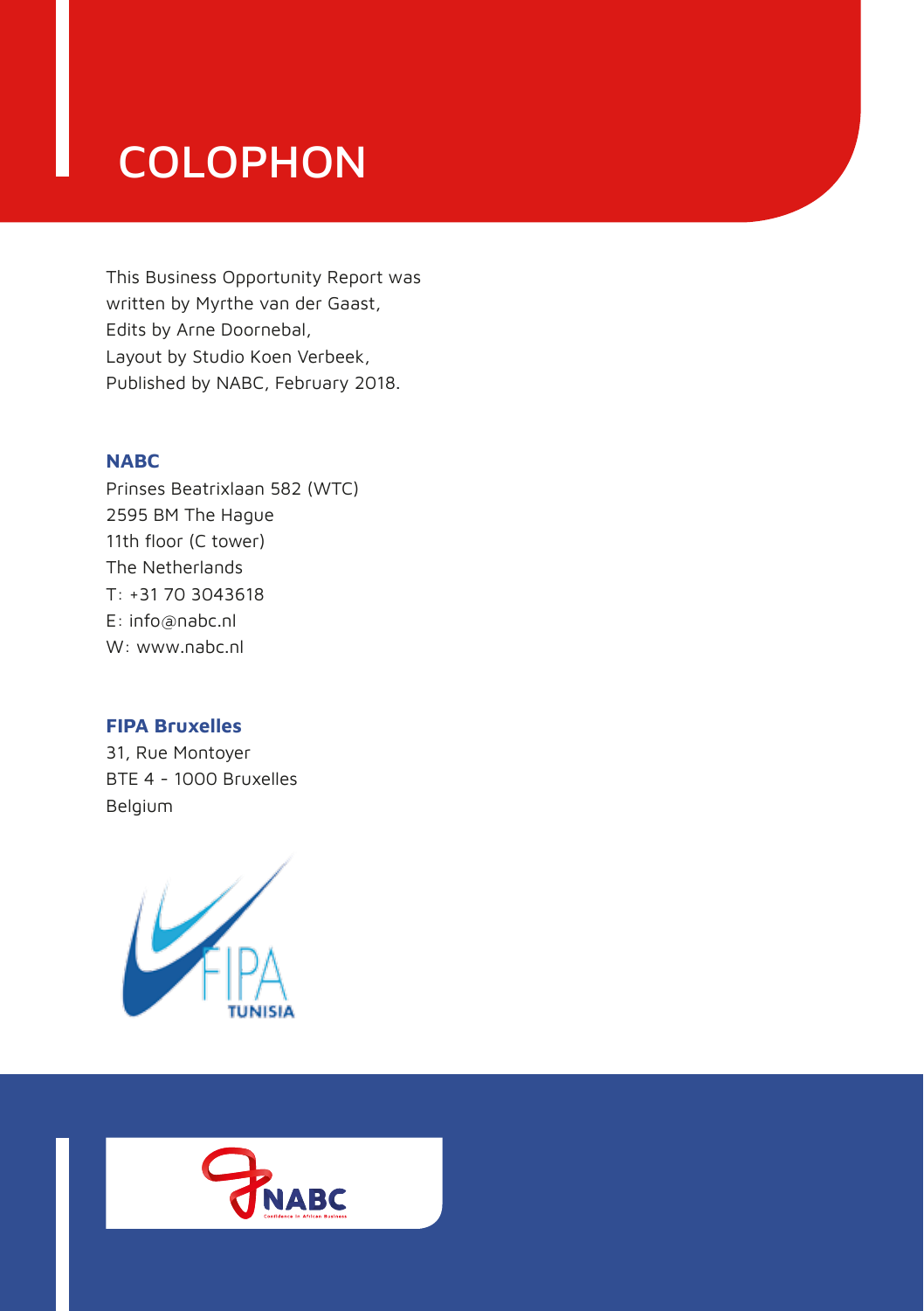# COLOPHON

This Business Opportunity Report was written by Myrthe van der Gaast,
Edits by Arne Doornebal,
Layout by Studio Koen Verbeek,
Published by NABC, February 2018.

**NABC**
Prinses Beatrixlaan 582 (WTC)
2595 BM The Hague
11th floor (C tower)
The Netherlands
T: +31 70 3043618
E: info@nabc.nl
W: www.nabc.nl

**FIPA Bruxelles**
31, Rue Montoyer
BTE 4 - 1000 Bruxelles
Belgium